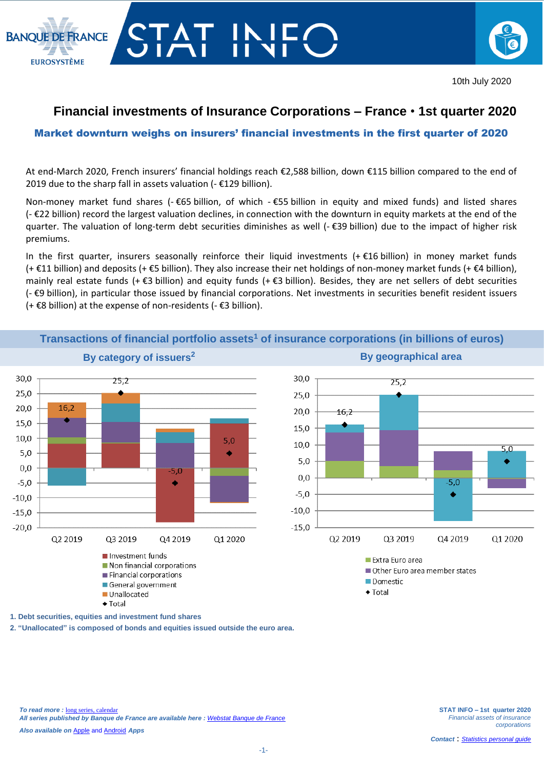10th July 2020

# Financial investments of Insurance Corporations – France • 1st quarter 2020

## Market downturn weighs on insurers' financial investments in the first quarter of 2020

At end-March 2020, French insurers' financial holdings reach €2,588 billion, down €115 billion compared to the end of 2019 due to the sharp fall in assets valuation (- €129 billion).

Non-money market fund shares (- €65 billion, of which - €55 billion in equity and mixed funds) and listed shares (- €22 billion) record the largest valuation declines, in connection with the downturn in equity markets at the end of the quarter. The valuation of long-term debt securities diminishes as well (- €39 billion) due to the impact of higher risk premiums.

In the first quarter, insurers seasonally reinforce their liquid investments (+ €16 billion) in money market funds (+ €11 billion) and deposits (+ €5 billion). They also increase their net holdings of non-money market funds (+ €4 billion), mainly real estate funds (+ €3 billion) and equity funds (+ €3 billion). Besides, they are net sellers of debt securities (- €9 billion), in particular those issued by financial corporations. Net investments in securities benefit resident issuers (+ €8 billion) at the expense of non-residents (- €3 billion).

### Transactions of financial portfolio assets[1] of insurance corporations (in billions of euros)

**By category of issuers[2]**

Total: Q2 2019: 16,2; Q3 2019: 25,2; Q4 2019: -5,0; Q1 2020: 5,0

Legend: Investment funds; Non financial corporations; Financial corporations; General government; Unallocated; Total

**By geographical area**

Total: Q2 2019: 16,2; Q3 2019: 25,2; Q4 2019: -5,0; Q1 2020: 5,0

Legend: Extra Euro area; Other Euro area member states; Domestic; Total

1. Debt securities, equities and investment fund shares
2. "Unallocated" is composed of bonds and equities issued outside the euro area.

*To read more :* long series, calendar
*All series published by Banque de France are available here :* Webstat Banque de France
*Also available on* Apple *and* Android *Apps*

**STAT INFO – 1st quarter 2020**
*Financial assets of insurance corporations*

*Contact :* Statistics personal guide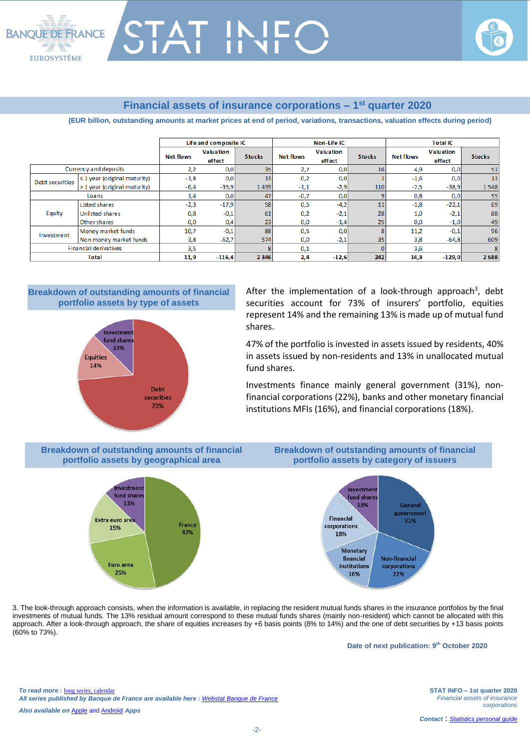## Financial assets of insurance corporations – 1st quarter 2020

**(EUR billion, outstanding amounts at market prices at end of period, variations, transactions, valuation effects during period)**

| | | Life and composite IC | | | Non-Life IC | | | Total IC | | |
|---|---|---|---|---|---|---|---|---|---|---|
| | | Net flows | Valuation effect | Stocks | Net flows | Valuation effect | Stocks | Net flows | Valuation effect | Stocks |
| Currency and deposits | | 2,2 | 0,0 | 35 | 2,7 | 0,0 | 16 | 4,9 | 0,0 | 51 |
| Debt securities | ≤ 1 year (original maturity) | -1,8 | 0,0 | 13 | 0,2 | 0,0 | 1 | -1,6 | 0,0 | 13 |
| | > 1 year (original maturity) | -6,4 | -35,9 | 1 439 | -1,1 | -2,9 | 110 | -7,5 | -38,9 | 1 548 |
| Loans | | 1,4 | 0,0 | 47 | -0,7 | 0,0 | 9 | 0,8 | 0,0 | 55 |
| Equity | Listed shares | -2,3 | -17,9 | 58 | 0,5 | -4,2 | 11 | -1,8 | -22,1 | 69 |
| | Unlisted shares | 0,8 | -0,1 | 61 | 0,2 | -2,1 | 28 | 1,0 | -2,1 | 88 |
| | Other shares | 0,0 | 0,4 | 23 | 0,0 | -1,4 | 25 | 0,0 | -1,0 | 49 |
| Investment | Money market funds | 10,7 | -0,1 | 88 | 0,5 | 0,0 | 8 | 11,2 | -0,1 | 96 |
| | Non money market funds | 3,8 | -62,7 | 574 | 0,0 | -2,1 | 35 | 3,8 | -64,8 | 609 |
| Financial derivatives | | 3,5 | | 8 | 0,1 | | 0 | 3,6 | | 8 |
| **Total** | | **11,9** | **-116,4** | **2 346** | **2,4** | **-12,6** | **242** | **14,3** | **-129,0** | **2 588** |

### Breakdown of outstanding amounts of financial portfolio assets by type of assets

Investment fund shares 13%
Equities 14%
Debt securities 73%

After the implementation of a look-through approach[3], debt securities account for 73% of insurers' portfolio, equities represent 14% and the remaining 13% is made up of mutual fund shares.

47% of the portfolio is invested in assets issued by residents, 40% in assets issued by non-residents and 13% in unallocated mutual fund shares.

Investments finance mainly general government (31%), non-financial corporations (22%), banks and other monetary financial institutions MFIs (16%), and financial corporations (18%).

### Breakdown of outstanding amounts of financial portfolio assets by geographical area

Investment fund shares 13%
Extra euro area 15%
France 47%
Euro area 25%

### Breakdown of outstanding amounts of financial portfolio assets by category of issuers

Investment fund shares 13%
General government 31%
Financial corporations 18%
Monetary financial institutions 16%
Non-financial corporations 22%

3. The look-through approach consists, when the information is available, in replacing the resident mutual funds shares in the insurance portfolios by the final investments of mutual funds. The 13% residual amount correspond to these mutual funds shares (mainly non-resident) which cannot be allocated with this approach. After a look-through approach, the share of equities increases by +6 basis points (8% to 14%) and the one of debt securities by +13 basis points (60% to 73%).

**Date of next publication: 9th October 2020**

*To read more :* long series, calendar
*All series published by Banque de France are available here :* Webstat Banque de France
*Also available on* Apple *and* Android *Apps*

**STAT INFO – 1st quarter 2020**
*Financial assets of insurance corporations*

***Contact* :** *Statistics personal guide*